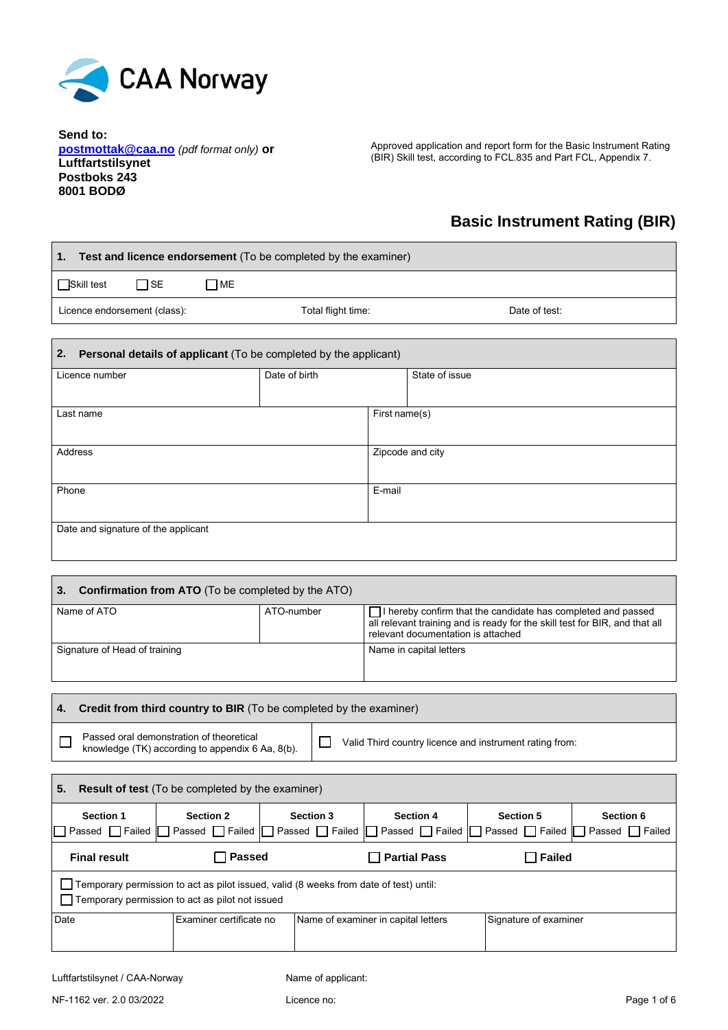CAA Norway

**Send to:**
**postmottak@caa.no** *(pdf format only)* **or**
**Luftfartstilsynet**
**Postboks 243**
**8001 BODØ**

Approved application and report form for the Basic Instrument Rating (BIR) Skill test, according to FCL.835 and Part FCL, Appendix 7.

# Basic Instrument Rating (BIR)

| **1. Test and licence endorsement** (To be completed by the examiner) | | |
|---|---|---|
| ☐ Skill test ☐ SE ☐ ME | | |
| Licence endorsement (class): | Total flight time: | Date of test: |

| **2. Personal details of applicant** (To be completed by the applicant) | | |
|---|---|---|
| Licence number | Date of birth | State of issue |
| Last name | First name(s) | |
| Address | Zipcode and city | |
| Phone | E-mail | |
| Date and signature of the applicant | | |

| **3. Confirmation from ATO** (To be completed by the ATO) | | |
|---|---|---|
| Name of ATO | ATO-number | ☐ I hereby confirm that the candidate has completed and passed all relevant training and is ready for the skill test for BIR, and that all relevant documentation is attached |
| Signature of Head of training | | Name in capital letters |

| **4. Credit from third country to BIR** (To be completed by the examiner) | |
|---|---|
| ☐ Passed oral demonstration of theoretical knowledge (TK) according to appendix 6 Aa, 8(b). | ☐ Valid Third country licence and instrument rating from: |

| **5. Result of test** (To be completed by the examiner) | | | | | |
|---|---|---|---|---|---|
| **Section 1** | **Section 2** | **Section 3** | **Section 4** | **Section 5** | **Section 6** |
| ☐ Passed ☐ Failed | ☐ Passed ☐ Failed | ☐ Passed ☐ Failed | ☐ Passed ☐ Failed | ☐ Passed ☐ Failed | ☐ Passed ☐ Failed |
| **Final result** | **☐ Passed** | | **☐ Partial Pass** | **☐ Failed** | |
| ☐ Temporary permission to act as pilot issued, valid (8 weeks from date of test) until: | | | | | |
| ☐ Temporary permission to act as pilot not issued | | | | | |
| Date | Examiner certificate no | Name of examiner in capital letters | | Signature of examiner | |

Luftfartstilsynet / CAA-Norway

NF-1162 ver. 2.0 03/2022

Name of applicant:

Licence no: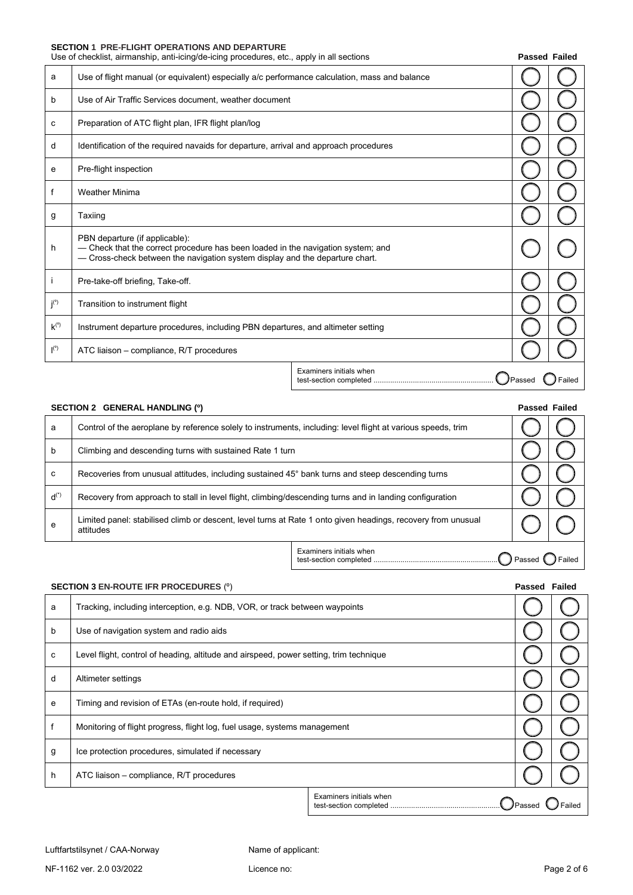## SECTION 1 PRE-FLIGHT OPERATIONS AND DEPARTURE

Use of checklist, airmanship, anti-icing/de-icing procedures, etc., apply in all sections

| | | Passed | Failed |
|---|---|---|---|
| a | Use of flight manual (or equivalent) especially a/c performance calculation, mass and balance | ◯ | ◯ |
| b | Use of Air Traffic Services document, weather document | ◯ | ◯ |
| c | Preparation of ATC flight plan, IFR flight plan/log | ◯ | ◯ |
| d | Identification of the required navaids for departure, arrival and approach procedures | ◯ | ◯ |
| e | Pre-flight inspection | ◯ | ◯ |
| f | Weather Minima | ◯ | ◯ |
| g | Taxiing | ◯ | ◯ |
| h | PBN departure (if applicable): — Check that the correct procedure has been loaded in the navigation system; and — Cross-check between the navigation system display and the departure chart. | ◯ | ◯ |
| i | Pre-take-off briefing, Take-off. | ◯ | ◯ |
| j(º) | Transition to instrument flight | ◯ | ◯ |
| k(º) | Instrument departure procedures, including PBN departures, and altimeter setting | ◯ | ◯ |
| l(º) | ATC liaison – compliance, R/T procedures | ◯ | ◯ |

Examiners initials when test-section completed ............................................................ ◯ Passed ◯ Failed

## SECTION 2 GENERAL HANDLING (º)

| | | Passed | Failed |
|---|---|---|---|
| a | Control of the aeroplane by reference solely to instruments, including: level flight at various speeds, trim | ◯ | ◯ |
| b | Climbing and descending turns with sustained Rate 1 turn | ◯ | ◯ |
| c | Recoveries from unusual attitudes, including sustained 45° bank turns and steep descending turns | ◯ | ◯ |
| d(\*) | Recovery from approach to stall in level flight, climbing/descending turns and in landing configuration | ◯ | ◯ |
| e | Limited panel: stabilised climb or descent, level turns at Rate 1 onto given headings, recovery from unusual attitudes | ◯ | ◯ |

Examiners initials when test-section completed ............................................................ ◯ Passed ◯ Failed

## SECTION 3 EN-ROUTE IFR PROCEDURES (º)

| | | Passed | Failed |
|---|---|---|---|
| a | Tracking, including interception, e.g. NDB, VOR, or track between waypoints | ◯ | ◯ |
| b | Use of navigation system and radio aids | ◯ | ◯ |
| c | Level flight, control of heading, altitude and airspeed, power setting, trim technique | ◯ | ◯ |
| d | Altimeter settings | ◯ | ◯ |
| e | Timing and revision of ETAs (en-route hold, if required) | ◯ | ◯ |
| f | Monitoring of flight progress, flight log, fuel usage, systems management | ◯ | ◯ |
| g | Ice protection procedures, simulated if necessary | ◯ | ◯ |
| h | ATC liaison – compliance, R/T procedures | ◯ | ◯ |

Examiners initials when test-section completed ..................................................... ◯ Passed ◯ Failed

Luftfartstilsynet / CAA-Norway

NF-1162 ver. 2.0 03/2022

Name of applicant:

Licence no: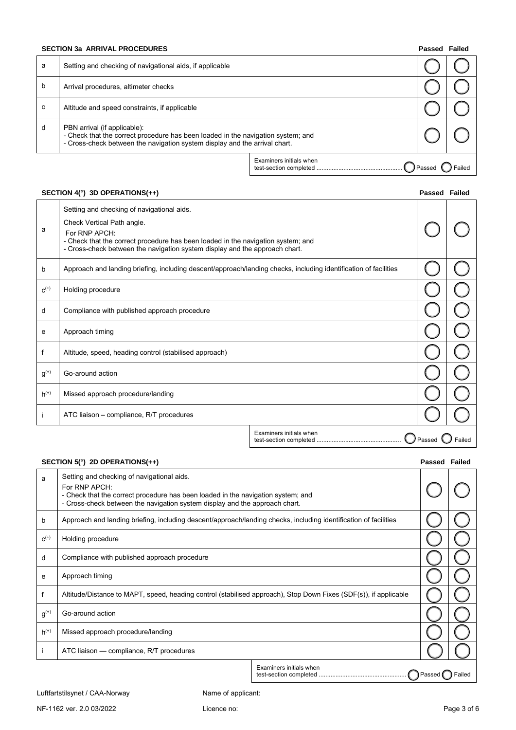### SECTION 3a ARRIVAL PROCEDURES

| | | Passed | Failed |
|---|---|---|---|
| a | Setting and checking of navigational aids, if applicable | ◯ | ◯ |
| b | Arrival procedures, altimeter checks | ◯ | ◯ |
| c | Altitude and speed constraints, if applicable | ◯ | ◯ |
| d | PBN arrival (if applicable):<br>- Check that the correct procedure has been loaded in the navigation system; and<br>- Cross-check between the navigation system display and the arrival chart. | ◯ | ◯ |

Examiners initials when test-section completed .................................................. ◯ Passed ◯ Failed

### SECTION 4(°) 3D OPERATIONS(++)

| | | Passed | Failed |
|---|---|---|---|
| a | Setting and checking of navigational aids.<br>Check Vertical Path angle.<br>For RNP APCH:<br>- Check that the correct procedure has been loaded in the navigation system; and<br>- Cross-check between the navigation system display and the approach chart. | ◯ | ◯ |
| b | Approach and landing briefing, including descent/approach/landing checks, including identification of facilities | ◯ | ◯ |
| c(+) | Holding procedure | ◯ | ◯ |
| d | Compliance with published approach procedure | ◯ | ◯ |
| e | Approach timing | ◯ | ◯ |
| f | Altitude, speed, heading control (stabilised approach) | ◯ | ◯ |
| g(+) | Go-around action | ◯ | ◯ |
| h(+) | Missed approach procedure/landing | ◯ | ◯ |
| i | ATC liaison – compliance, R/T procedures | ◯ | ◯ |

Examiners initials when test-section completed .................................................. ◯ Passed ◯ Failed

### SECTION 5(°) 2D OPERATIONS(++)

| | | Passed | Failed |
|---|---|---|---|
| a | Setting and checking of navigational aids.<br>For RNP APCH:<br>- Check that the correct procedure has been loaded in the navigation system; and<br>- Cross-check between the navigation system display and the approach chart. | ◯ | ◯ |
| b | Approach and landing briefing, including descent/approach/landing checks, including identification of facilities | ◯ | ◯ |
| c(+) | Holding procedure | ◯ | ◯ |
| d | Compliance with published approach procedure | ◯ | ◯ |
| e | Approach timing | ◯ | ◯ |
| f | Altitude/Distance to MAPT, speed, heading control (stabilised approach), Stop Down Fixes (SDF(s)), if applicable | ◯ | ◯ |
| g(+) | Go-around action | ◯ | ◯ |
| h(+) | Missed approach procedure/landing | ◯ | ◯ |
| i | ATC liaison — compliance, R/T procedures | ◯ | ◯ |

Examiners initials when test-section completed .................................................. ◯ Passed ◯ Failed

Luftfartstilsynet / CAA-Norway

Name of applicant:

NF-1162 ver. 2.0 03/2022

Licence no: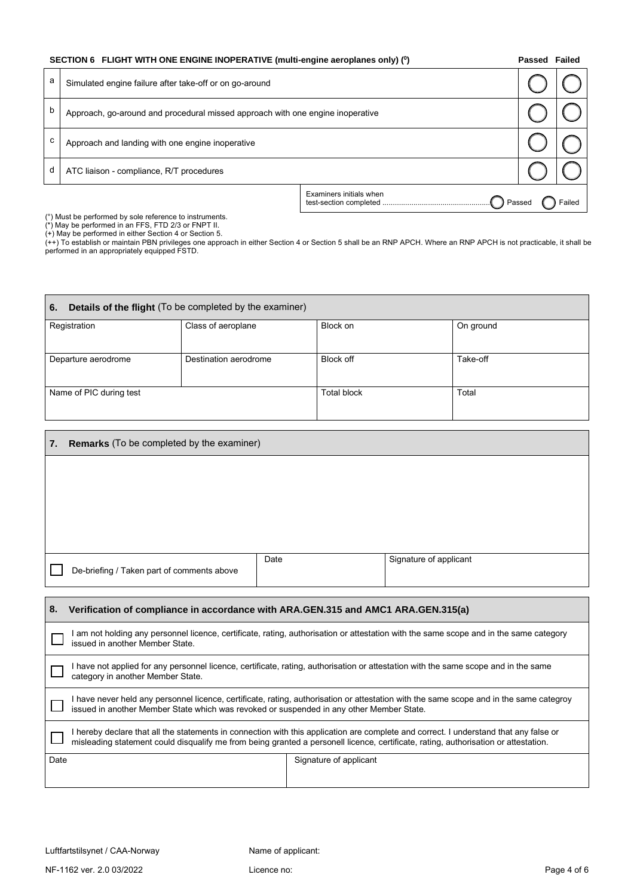**SECTION 6 FLIGHT WITH ONE ENGINE INOPERATIVE (multi-engine aeroplanes only) (⁰)**

| | | Passed | Failed |
|---|---|---|---|
| a | Simulated engine failure after take-off or on go-around | ◯ | ◯ |
| b | Approach, go-around and procedural missed approach with one engine inoperative | ◯ | ◯ |
| c | Approach and landing with one engine inoperative | ◯ | ◯ |
| d | ATC liaison - compliance, R/T procedures | ◯ | ◯ |

Examiners initials when test-section completed .................................................... ◯ Passed ◯ Failed

(°) Must be performed by sole reference to instruments.
(*) May be performed in an FFS, FTD 2/3 or FNPT II.
(+) May be performed in either Section 4 or Section 5.
(++) To establish or maintain PBN privileges one approach in either Section 4 or Section 5 shall be an RNP APCH. Where an RNP APCH is not practicable, it shall be performed in an appropriately equipped FSTD.

## 6. Details of the flight (To be completed by the examiner)

| Registration | Class of aeroplane | Block on | On ground |
|---|---|---|---|
| Departure aerodrome | Destination aerodrome | Block off | Take-off |
| Name of PIC during test | | Total block | Total |

## 7. Remarks (To be completed by the examiner)

| | | |
|---|---|---|
| ☐ De-briefing / Taken part of comments above | Date | Signature of applicant |

## 8. Verification of compliance in accordance with ARA.GEN.315 and AMC1 ARA.GEN.315(a)

☐ I am not holding any personnel licence, certificate, rating, authorisation or attestation with the same scope and in the same category issued in another Member State.

☐ I have not applied for any personnel licence, certificate, rating, authorisation or attestation with the same scope and in the same category in another Member State.

☐ I have never held any personnel licence, certificate, rating, authorisation or attestation with the same scope and in the same categroy issued in another Member State which was revoked or suspended in any other Member State.

☐ I hereby declare that all the statements in connection with this application are complete and correct. I understand that any false or misleading statement could disqualify me from being granted a personell licence, certificate, rating, authorisation or attestation.

| Date | Signature of applicant |
|---|---|
| | |

Luftfartstilsynet / CAA-Norway

NF-1162 ver. 2.0 03/2022

Name of applicant:

Licence no: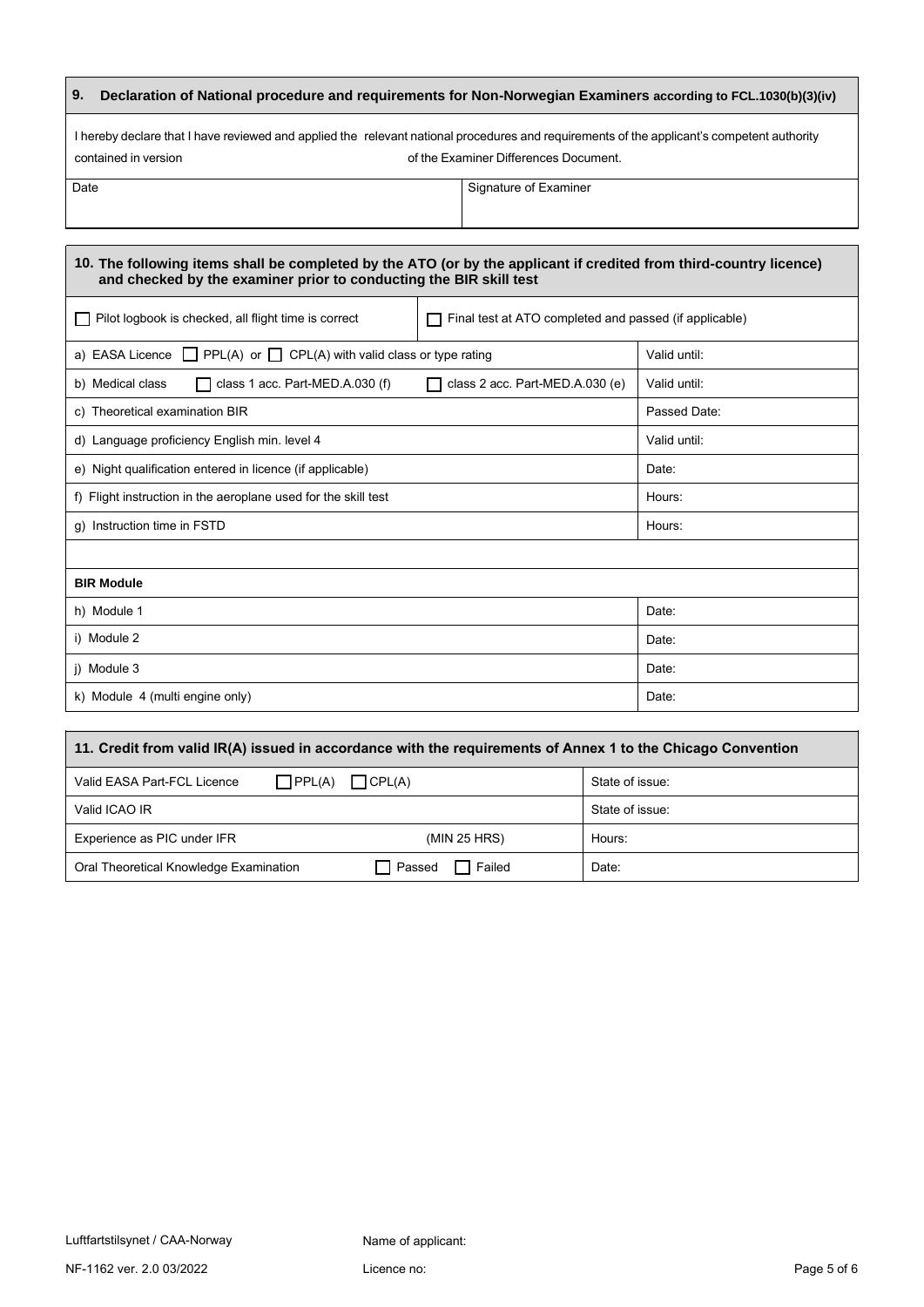## 9. Declaration of National procedure and requirements for Non-Norwegian Examiners according to FCL.1030(b)(3)(iv)

I hereby declare that I have reviewed and applied the relevant national procedures and requirements of the applicant's competent authority contained in version of the Examiner Differences Document.

| Date | Signature of Examiner |
|---|---|
| | |

## 10. The following items shall be completed by the ATO (or by the applicant if credited from third-country licence) and checked by the examiner prior to conducting the BIR skill test

| ☐ Pilot logbook is checked, all flight time is correct | ☐ Final test at ATO completed and passed (if applicable) | |
|---|---|---|
| a) EASA Licence ☐ PPL(A) or ☐ CPL(A) with valid class or type rating | | Valid until: |
| b) Medical class ☐ class 1 acc. Part-MED.A.030 (f) | ☐ class 2 acc. Part-MED.A.030 (e) | Valid until: |
| c) Theoretical examination BIR | | Passed Date: |
| d) Language proficiency English min. level 4 | | Valid until: |
| e) Night qualification entered in licence (if applicable) | | Date: |
| f) Flight instruction in the aeroplane used for the skill test | | Hours: |
| g) Instruction time in FSTD | | Hours: |
| | | |
| **BIR Module** | | |
| h) Module 1 | | Date: |
| i) Module 2 | | Date: |
| j) Module 3 | | Date: |
| k) Module 4 (multi engine only) | | Date: |

## 11. Credit from valid IR(A) issued in accordance with the requirements of Annex 1 to the Chicago Convention

| Valid EASA Part-FCL Licence | ☐ PPL(A) ☐ CPL(A) | State of issue: |
|---|---|---|
| Valid ICAO IR | | State of issue: |
| Experience as PIC under IFR | (MIN 25 HRS) | Hours: |
| Oral Theoretical Knowledge Examination | ☐ Passed ☐ Failed | Date: |

Luftfartstilsynet / CAA-Norway

NF-1162 ver. 2.0 03/2022

Name of applicant:

Licence no: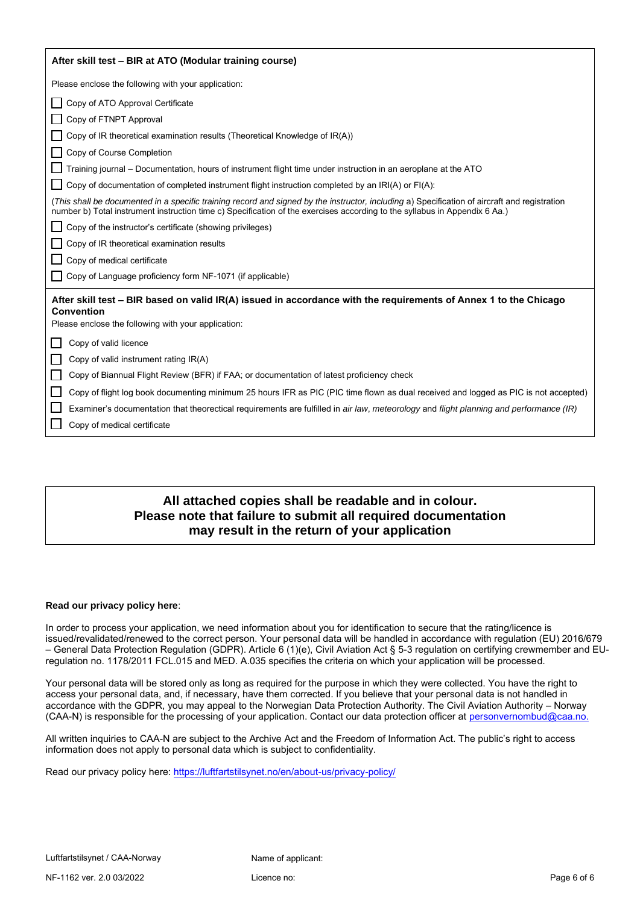**After skill test – BIR at ATO (Modular training course)**

Please enclose the following with your application:

- ☐ Copy of ATO Approval Certificate
- ☐ Copy of FTNPT Approval
- ☐ Copy of IR theoretical examination results (Theoretical Knowledge of IR(A))
- ☐ Copy of Course Completion
- ☐ Training journal – Documentation, hours of instrument flight time under instruction in an aeroplane at the ATO
- ☐ Copy of documentation of completed instrument flight instruction completed by an IRI(A) or FI(A):

(*This shall be documented in a specific training record and signed by the instructor, including* a) Specification of aircraft and registration number b) Total instrument instruction time c) Specification of the exercises according to the syllabus in Appendix 6 Aa.)

- ☐ Copy of the instructor's certificate (showing privileges)
- ☐ Copy of IR theoretical examination results
- ☐ Copy of medical certificate
- ☐ Copy of Language proficiency form NF-1071 (if applicable)

**After skill test – BIR based on valid IR(A) issued in accordance with the requirements of Annex 1 to the Chicago Convention**

Please enclose the following with your application:

- ☐ Copy of valid licence
- ☐ Copy of valid instrument rating IR(A)
- ☐ Copy of Biannual Flight Review (BFR) if FAA; or documentation of latest proficiency check
- ☐ Copy of flight log book documenting minimum 25 hours IFR as PIC (PIC time flown as dual received and logged as PIC is not accepted)
- ☐ Examiner's documentation that theorectical requirements are fulfilled in *air law*, *meteorology* and *flight planning and performance (IR)*
- ☐ Copy of medical certificate

**All attached copies shall be readable and in colour.**
**Please note that failure to submit all required documentation may result in the return of your application**

**Read our privacy policy here**:

In order to process your application, we need information about you for identification to secure that the rating/licence is issued/revalidated/renewed to the correct person. Your personal data will be handled in accordance with regulation (EU) 2016/679 – General Data Protection Regulation (GDPR). Article 6 (1)(e), Civil Aviation Act § 5-3 regulation on certifying crewmember and EU-regulation no. 1178/2011 FCL.015 and MED. A.035 specifies the criteria on which your application will be processed.

Your personal data will be stored only as long as required for the purpose in which they were collected. You have the right to access your personal data, and, if necessary, have them corrected. If you believe that your personal data is not handled in accordance with the GDPR, you may appeal to the Norwegian Data Protection Authority. The Civil Aviation Authority – Norway (CAA-N) is responsible for the processing of your application. Contact our data protection officer at personvernombud@caa.no.

All written inquiries to CAA-N are subject to the Archive Act and the Freedom of Information Act. The public's right to access information does not apply to personal data which is subject to confidentiality.

Read our privacy policy here: https://luftfartstilsynet.no/en/about-us/privacy-policy/

Name of applicant:

Licence no: